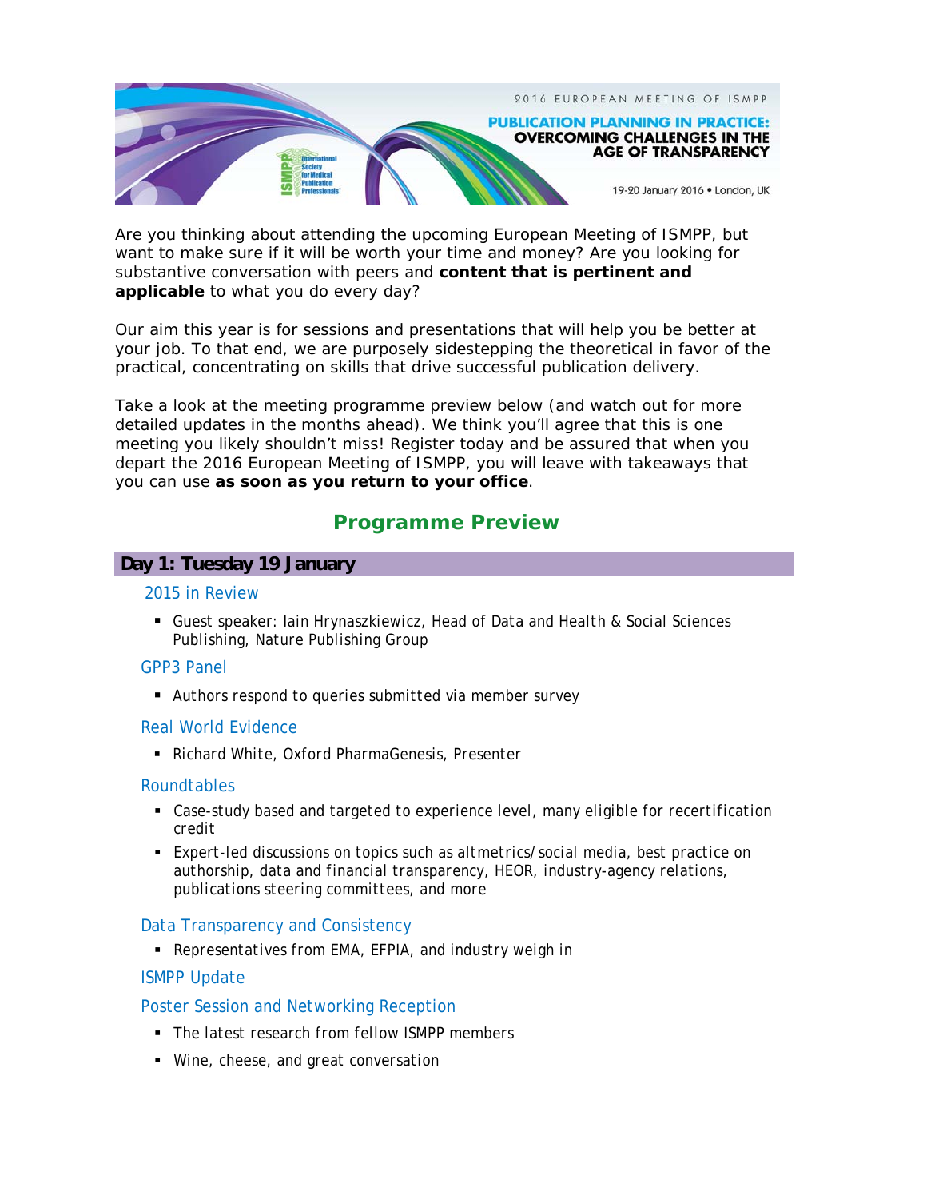2016 EUROPEAN MEETING OF ISMPP

**PUBLICATION PLANNING IN PRACTICE: OVERCOMING CHALLENGES IN THE AGE OF TRANSPARENCY**

19-20 January 2016 • London, UK

Are you thinking about attending the upcoming European Meeting of ISMPP, but want to make sure if it will be worth your time and money? Are you looking for substantive conversation with peers and **content that is pertinent and applicable** to what you do every day?

Our aim this year is for sessions and presentations that will help you be better at your job. To that end, we are purposely sidestepping the theoretical in favor of the practical, concentrating on skills that drive successful publication delivery.

Take a look at the meeting programme preview below (and watch out for more detailed updates in the months ahead). We think you'll agree that this is one meeting you likely shouldn't miss! Register today and be assured that when you depart the 2016 European Meeting of ISMPP, you will leave with takeaways that you can use **as soon as you return to your office**.

## Programme Preview

### Day 1: Tuesday 19 January

#### 2015 in Review

- Guest speaker: Iain Hrynaszkiewicz, Head of Data and Health & Social Sciences Publishing, Nature Publishing Group

#### GPP3 Panel

- Authors respond to queries submitted via member survey

#### Real World Evidence

- Richard White, Oxford PharmaGenesis, Presenter

#### Roundtables

- Case-study based and targeted to experience level, many eligible for recertification credit
- Expert-led discussions on topics such as altmetrics/social media, best practice on authorship, data and financial transparency, HEOR, industry-agency relations, publications steering committees, and more

#### Data Transparency and Consistency

- Representatives from EMA, EFPIA, and industry weigh in

#### ISMPP Update

#### Poster Session and Networking Reception

- The latest research from fellow ISMPP members
- Wine, cheese, and great conversation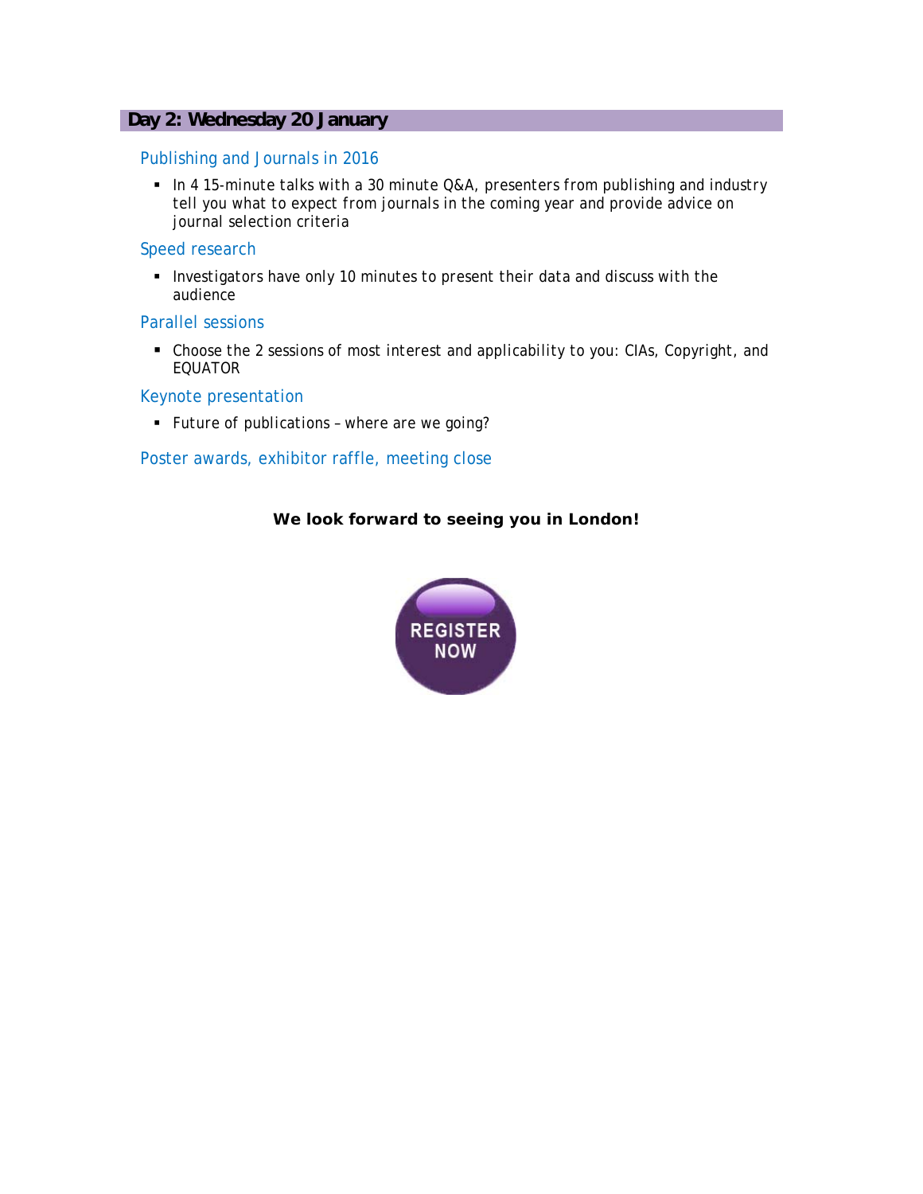## Day 2: Wednesday 20 January

### Publishing and Journals in 2016

- In 4 15-minute talks with a 30 minute Q&A, presenters from publishing and industry tell you what to expect from journals in the coming year and provide advice on journal selection criteria

### Speed research

- Investigators have only 10 minutes to present their data and discuss with the audience

### Parallel sessions

- Choose the 2 sessions of most interest and applicability to you: CIAs, Copyright, and EQUATOR

### Keynote presentation

- Future of publications – where are we going?

### Poster awards, exhibitor raffle, meeting close

**We look forward to seeing you in London!**

REGISTER NOW